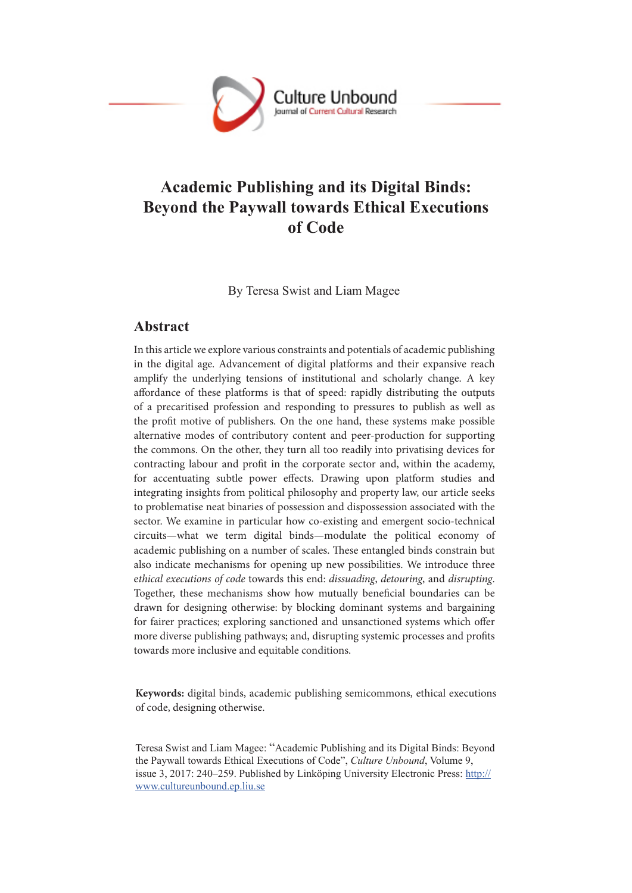# Academic Publishing and its Digital Binds: Beyond the Paywall towards Ethical Executions of Code

By Teresa Swist and Liam Magee

## Abstract

In this article we explore various constraints and potentials of academic publishing in the digital age. Advancement of digital platforms and their expansive reach amplify the underlying tensions of institutional and scholarly change. A key affordance of these platforms is that of speed: rapidly distributing the outputs of a precaritised profession and responding to pressures to publish as well as the profit motive of publishers. On the one hand, these systems make possible alternative modes of contributory content and peer-production for supporting the commons. On the other, they turn all too readily into privatising devices for contracting labour and profit in the corporate sector and, within the academy, for accentuating subtle power effects. Drawing upon platform studies and integrating insights from political philosophy and property law, our article seeks to problematise neat binaries of possession and dispossession associated with the sector. We examine in particular how co-existing and emergent socio-technical circuits—what we term digital binds—modulate the political economy of academic publishing on a number of scales. These entangled binds constrain but also indicate mechanisms for opening up new possibilities. We introduce three *ethical executions of code* towards this end: *dissuading*, *detouring*, and *disrupting*. Together, these mechanisms show how mutually beneficial boundaries can be drawn for designing otherwise: by blocking dominant systems and bargaining for fairer practices; exploring sanctioned and unsanctioned systems which offer more diverse publishing pathways; and, disrupting systemic processes and profits towards more inclusive and equitable conditions.

**Keywords:** digital binds, academic publishing semicommons, ethical executions of code, designing otherwise.

Teresa Swist and Liam Magee: "Academic Publishing and its Digital Binds: Beyond the Paywall towards Ethical Executions of Code", *Culture Unbound*, Volume 9, issue 3, 2017: 240–259. Published by Linköping University Electronic Press: http://www.cultureunbound.ep.liu.se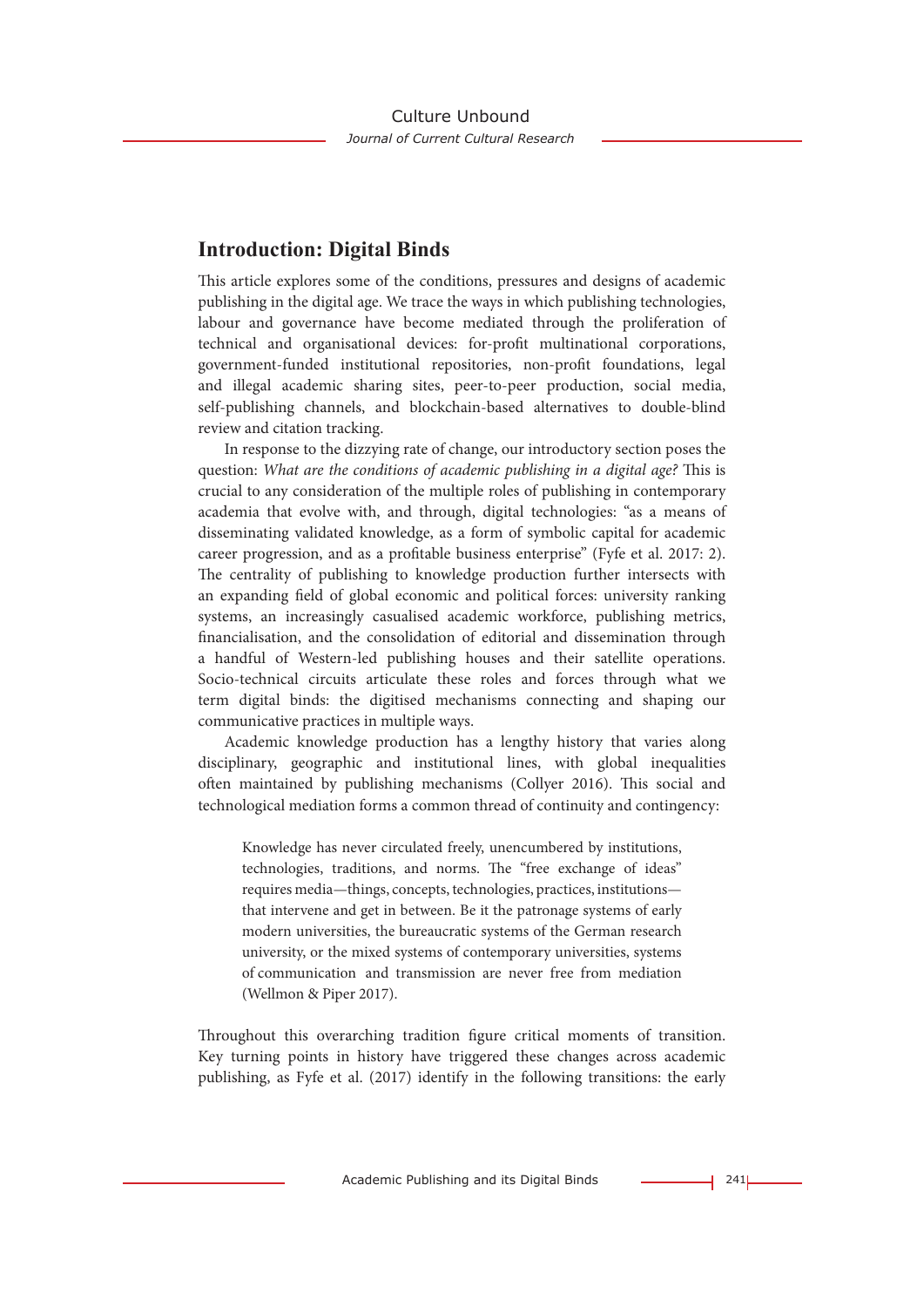## Introduction: Digital Binds

This article explores some of the conditions, pressures and designs of academic publishing in the digital age. We trace the ways in which publishing technologies, labour and governance have become mediated through the proliferation of technical and organisational devices: for-profit multinational corporations, government-funded institutional repositories, non-profit foundations, legal and illegal academic sharing sites, peer-to-peer production, social media, self-publishing channels, and blockchain-based alternatives to double-blind review and citation tracking.

In response to the dizzying rate of change, our introductory section poses the question: *What are the conditions of academic publishing in a digital age?* This is crucial to any consideration of the multiple roles of publishing in contemporary academia that evolve with, and through, digital technologies: "as a means of disseminating validated knowledge, as a form of symbolic capital for academic career progression, and as a profitable business enterprise" (Fyfe et al. 2017: 2). The centrality of publishing to knowledge production further intersects with an expanding field of global economic and political forces: university ranking systems, an increasingly casualised academic workforce, publishing metrics, financialisation, and the consolidation of editorial and dissemination through a handful of Western-led publishing houses and their satellite operations. Socio-technical circuits articulate these roles and forces through what we term digital binds: the digitised mechanisms connecting and shaping our communicative practices in multiple ways.

Academic knowledge production has a lengthy history that varies along disciplinary, geographic and institutional lines, with global inequalities often maintained by publishing mechanisms (Collyer 2016). This social and technological mediation forms a common thread of continuity and contingency:

> Knowledge has never circulated freely, unencumbered by institutions, technologies, traditions, and norms. The "free exchange of ideas" requires media—things, concepts, technologies, practices, institutions—that intervene and get in between. Be it the patronage systems of early modern universities, the bureaucratic systems of the German research university, or the mixed systems of contemporary universities, systems of communication and transmission are never free from mediation (Wellmon & Piper 2017).

Throughout this overarching tradition figure critical moments of transition. Key turning points in history have triggered these changes across academic publishing, as Fyfe et al. (2017) identify in the following transitions: the early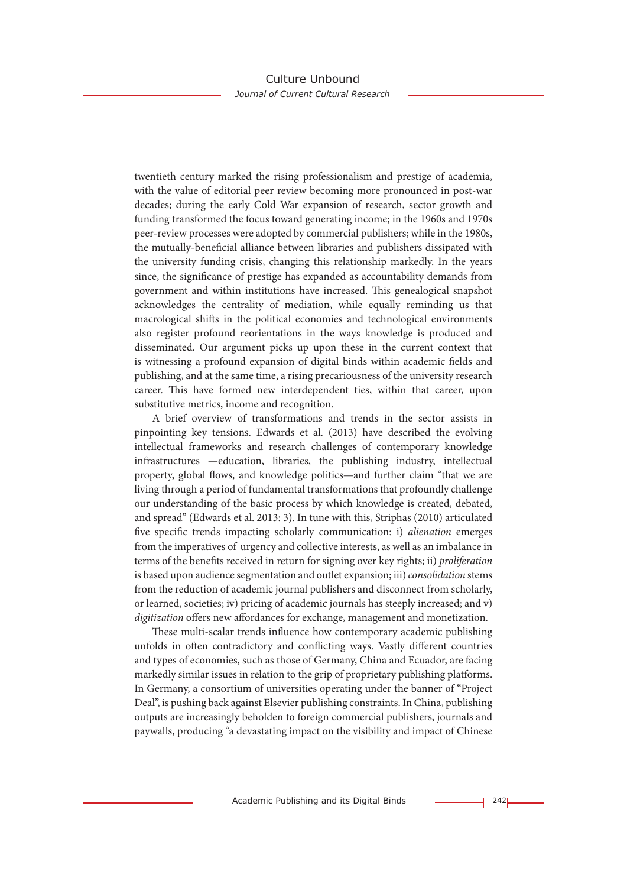twentieth century marked the rising professionalism and prestige of academia, with the value of editorial peer review becoming more pronounced in post-war decades; during the early Cold War expansion of research, sector growth and funding transformed the focus toward generating income; in the 1960s and 1970s peer-review processes were adopted by commercial publishers; while in the 1980s, the mutually-beneficial alliance between libraries and publishers dissipated with the university funding crisis, changing this relationship markedly. In the years since, the significance of prestige has expanded as accountability demands from government and within institutions have increased. This genealogical snapshot acknowledges the centrality of mediation, while equally reminding us that macrological shifts in the political economies and technological environments also register profound reorientations in the ways knowledge is produced and disseminated. Our argument picks up upon these in the current context that is witnessing a profound expansion of digital binds within academic fields and publishing, and at the same time, a rising precariousness of the university research career. This have formed new interdependent ties, within that career, upon substitutive metrics, income and recognition.

A brief overview of transformations and trends in the sector assists in pinpointing key tensions. Edwards et al. (2013) have described the evolving intellectual frameworks and research challenges of contemporary knowledge infrastructures —education, libraries, the publishing industry, intellectual property, global flows, and knowledge politics—and further claim "that we are living through a period of fundamental transformations that profoundly challenge our understanding of the basic process by which knowledge is created, debated, and spread" (Edwards et al. 2013: 3). In tune with this, Striphas (2010) articulated five specific trends impacting scholarly communication: i) *alienation* emerges from the imperatives of urgency and collective interests, as well as an imbalance in terms of the benefits received in return for signing over key rights; ii) *proliferation* is based upon audience segmentation and outlet expansion; iii) *consolidation* stems from the reduction of academic journal publishers and disconnect from scholarly, or learned, societies; iv) pricing of academic journals has steeply increased; and v) *digitization* offers new affordances for exchange, management and monetization.

These multi-scalar trends influence how contemporary academic publishing unfolds in often contradictory and conflicting ways. Vastly different countries and types of economies, such as those of Germany, China and Ecuador, are facing markedly similar issues in relation to the grip of proprietary publishing platforms. In Germany, a consortium of universities operating under the banner of "Project Deal", is pushing back against Elsevier publishing constraints. In China, publishing outputs are increasingly beholden to foreign commercial publishers, journals and paywalls, producing "a devastating impact on the visibility and impact of Chinese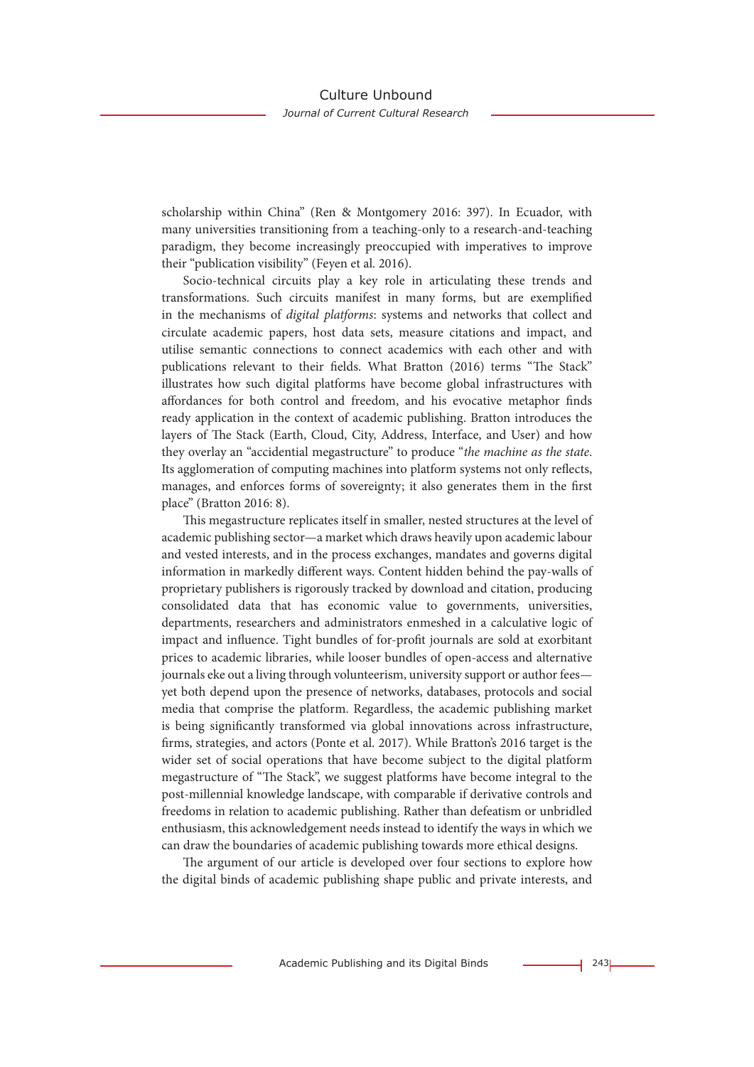scholarship within China" (Ren & Montgomery 2016: 397). In Ecuador, with many universities transitioning from a teaching-only to a research-and-teaching paradigm, they become increasingly preoccupied with imperatives to improve their "publication visibility" (Feyen et al. 2016).

Socio-technical circuits play a key role in articulating these trends and transformations. Such circuits manifest in many forms, but are exemplified in the mechanisms of *digital platforms*: systems and networks that collect and circulate academic papers, host data sets, measure citations and impact, and utilise semantic connections to connect academics with each other and with publications relevant to their fields. What Bratton (2016) terms "The Stack" illustrates how such digital platforms have become global infrastructures with affordances for both control and freedom, and his evocative metaphor finds ready application in the context of academic publishing. Bratton introduces the layers of The Stack (Earth, Cloud, City, Address, Interface, and User) and how they overlay an "accidential megastructure" to produce "*the machine as the state*. Its agglomeration of computing machines into platform systems not only reflects, manages, and enforces forms of sovereignty; it also generates them in the first place" (Bratton 2016: 8).

This megastructure replicates itself in smaller, nested structures at the level of academic publishing sector—a market which draws heavily upon academic labour and vested interests, and in the process exchanges, mandates and governs digital information in markedly different ways. Content hidden behind the pay-walls of proprietary publishers is rigorously tracked by download and citation, producing consolidated data that has economic value to governments, universities, departments, researchers and administrators enmeshed in a calculative logic of impact and influence. Tight bundles of for-profit journals are sold at exorbitant prices to academic libraries, while looser bundles of open-access and alternative journals eke out a living through volunteerism, university support or author fees—yet both depend upon the presence of networks, databases, protocols and social media that comprise the platform. Regardless, the academic publishing market is being significantly transformed via global innovations across infrastructure, firms, strategies, and actors (Ponte et al. 2017). While Bratton's 2016 target is the wider set of social operations that have become subject to the digital platform megastructure of "The Stack", we suggest platforms have become integral to the post-millennial knowledge landscape, with comparable if derivative controls and freedoms in relation to academic publishing. Rather than defeatism or unbridled enthusiasm, this acknowledgement needs instead to identify the ways in which we can draw the boundaries of academic publishing towards more ethical designs.

The argument of our article is developed over four sections to explore how the digital binds of academic publishing shape public and private interests, and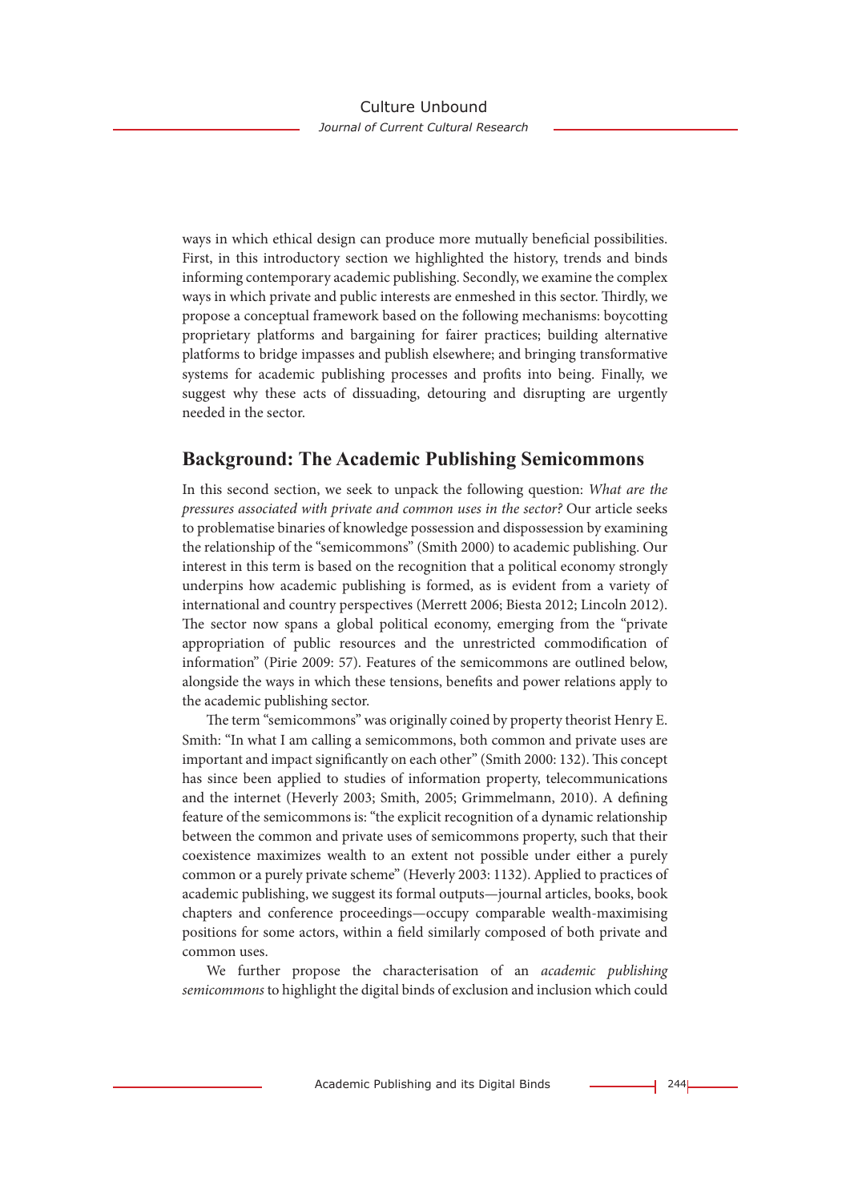ways in which ethical design can produce more mutually beneficial possibilities. First, in this introductory section we highlighted the history, trends and binds informing contemporary academic publishing. Secondly, we examine the complex ways in which private and public interests are enmeshed in this sector. Thirdly, we propose a conceptual framework based on the following mechanisms: boycotting proprietary platforms and bargaining for fairer practices; building alternative platforms to bridge impasses and publish elsewhere; and bringing transformative systems for academic publishing processes and profits into being. Finally, we suggest why these acts of dissuading, detouring and disrupting are urgently needed in the sector.

## Background: The Academic Publishing Semicommons

In this second section, we seek to unpack the following question: *What are the pressures associated with private and common uses in the sector?* Our article seeks to problematise binaries of knowledge possession and dispossession by examining the relationship of the "semicommons" (Smith 2000) to academic publishing. Our interest in this term is based on the recognition that a political economy strongly underpins how academic publishing is formed, as is evident from a variety of international and country perspectives (Merrett 2006; Biesta 2012; Lincoln 2012). The sector now spans a global political economy, emerging from the "private appropriation of public resources and the unrestricted commodification of information" (Pirie 2009: 57). Features of the semicommons are outlined below, alongside the ways in which these tensions, benefits and power relations apply to the academic publishing sector.

The term "semicommons" was originally coined by property theorist Henry E. Smith: "In what I am calling a semicommons, both common and private uses are important and impact significantly on each other" (Smith 2000: 132). This concept has since been applied to studies of information property, telecommunications and the internet (Heverly 2003; Smith, 2005; Grimmelmann, 2010). A defining feature of the semicommons is: "the explicit recognition of a dynamic relationship between the common and private uses of semicommons property, such that their coexistence maximizes wealth to an extent not possible under either a purely common or a purely private scheme" (Heverly 2003: 1132). Applied to practices of academic publishing, we suggest its formal outputs—journal articles, books, book chapters and conference proceedings—occupy comparable wealth-maximising positions for some actors, within a field similarly composed of both private and common uses.

We further propose the characterisation of an *academic publishing semicommons* to highlight the digital binds of exclusion and inclusion which could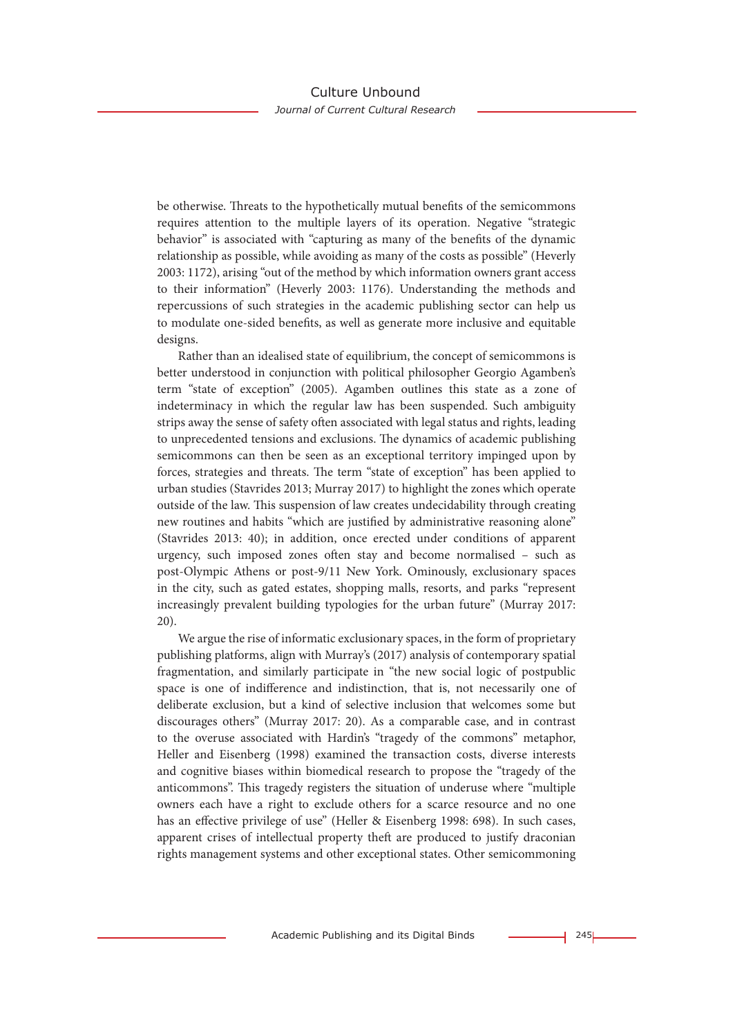be otherwise. Threats to the hypothetically mutual benefits of the semicommons requires attention to the multiple layers of its operation. Negative "strategic behavior" is associated with "capturing as many of the benefits of the dynamic relationship as possible, while avoiding as many of the costs as possible" (Heverly 2003: 1172), arising "out of the method by which information owners grant access to their information" (Heverly 2003: 1176). Understanding the methods and repercussions of such strategies in the academic publishing sector can help us to modulate one-sided benefits, as well as generate more inclusive and equitable designs.

Rather than an idealised state of equilibrium, the concept of semicommons is better understood in conjunction with political philosopher Georgio Agamben's term "state of exception" (2005). Agamben outlines this state as a zone of indeterminacy in which the regular law has been suspended. Such ambiguity strips away the sense of safety often associated with legal status and rights, leading to unprecedented tensions and exclusions. The dynamics of academic publishing semicommons can then be seen as an exceptional territory impinged upon by forces, strategies and threats. The term "state of exception" has been applied to urban studies (Stavrides 2013; Murray 2017) to highlight the zones which operate outside of the law. This suspension of law creates undecidability through creating new routines and habits "which are justified by administrative reasoning alone" (Stavrides 2013: 40); in addition, once erected under conditions of apparent urgency, such imposed zones often stay and become normalised – such as post-Olympic Athens or post-9/11 New York. Ominously, exclusionary spaces in the city, such as gated estates, shopping malls, resorts, and parks "represent increasingly prevalent building typologies for the urban future" (Murray 2017: 20).

We argue the rise of informatic exclusionary spaces, in the form of proprietary publishing platforms, align with Murray's (2017) analysis of contemporary spatial fragmentation, and similarly participate in "the new social logic of postpublic space is one of indifference and indistinction, that is, not necessarily one of deliberate exclusion, but a kind of selective inclusion that welcomes some but discourages others" (Murray 2017: 20). As a comparable case, and in contrast to the overuse associated with Hardin's "tragedy of the commons" metaphor, Heller and Eisenberg (1998) examined the transaction costs, diverse interests and cognitive biases within biomedical research to propose the "tragedy of the anticommons". This tragedy registers the situation of underuse where "multiple owners each have a right to exclude others for a scarce resource and no one has an effective privilege of use" (Heller & Eisenberg 1998: 698). In such cases, apparent crises of intellectual property theft are produced to justify draconian rights management systems and other exceptional states. Other semicommoning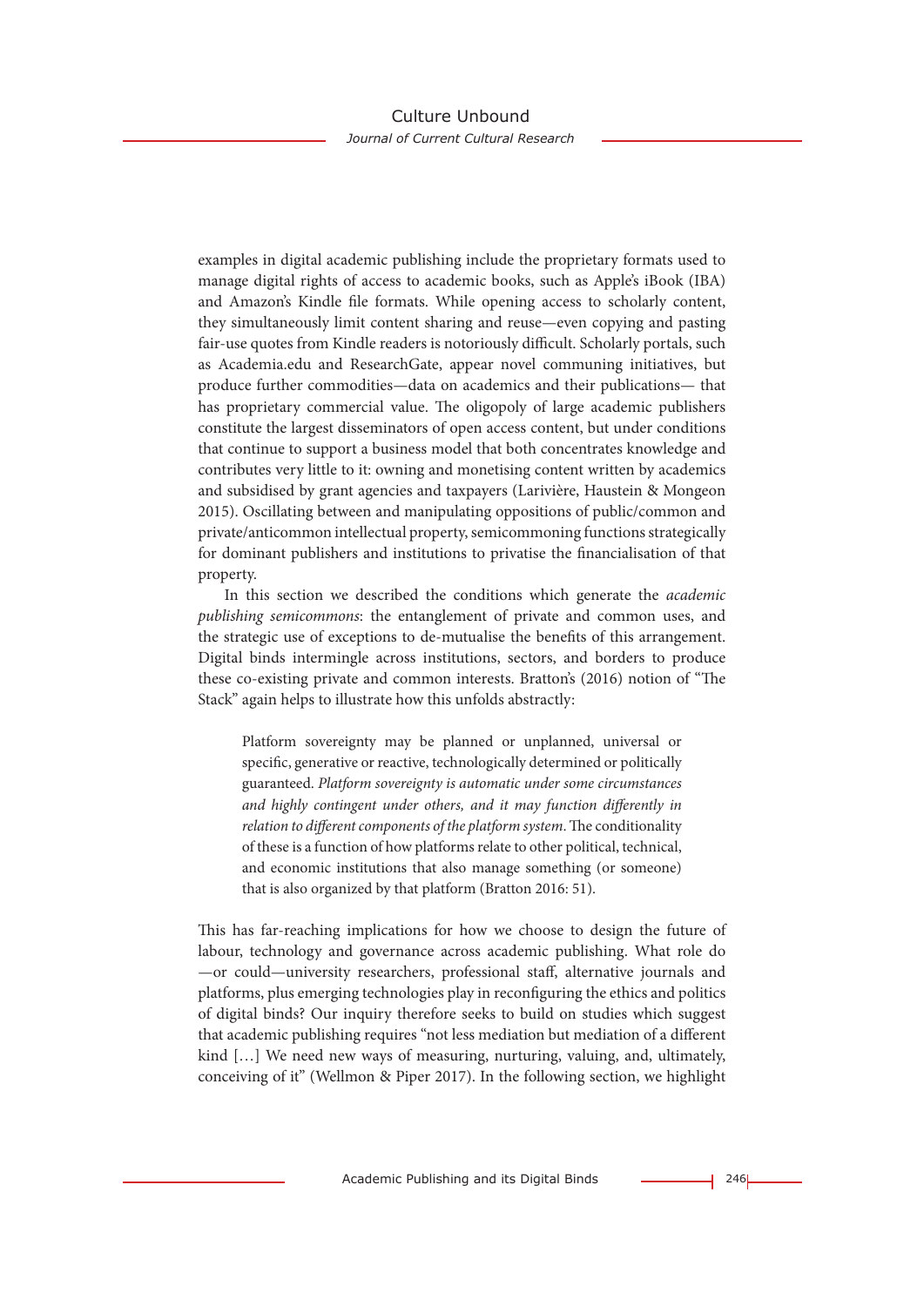examples in digital academic publishing include the proprietary formats used to manage digital rights of access to academic books, such as Apple's iBook (IBA) and Amazon's Kindle file formats. While opening access to scholarly content, they simultaneously limit content sharing and reuse—even copying and pasting fair-use quotes from Kindle readers is notoriously difficult. Scholarly portals, such as Academia.edu and ResearchGate, appear novel communing initiatives, but produce further commodities—data on academics and their publications— that has proprietary commercial value. The oligopoly of large academic publishers constitute the largest disseminators of open access content, but under conditions that continue to support a business model that both concentrates knowledge and contributes very little to it: owning and monetising content written by academics and subsidised by grant agencies and taxpayers (Larivière, Haustein & Mongeon 2015). Oscillating between and manipulating oppositions of public/common and private/anticommon intellectual property, semicommoning functions strategically for dominant publishers and institutions to privatise the financialisation of that property.

In this section we described the conditions which generate the *academic publishing semicommons*: the entanglement of private and common uses, and the strategic use of exceptions to de-mutualise the benefits of this arrangement. Digital binds intermingle across institutions, sectors, and borders to produce these co-existing private and common interests. Bratton's (2016) notion of "The Stack" again helps to illustrate how this unfolds abstractly:

> Platform sovereignty may be planned or unplanned, universal or specific, generative or reactive, technologically determined or politically guaranteed. *Platform sovereignty is automatic under some circumstances and highly contingent under others, and it may function differently in relation to different components of the platform system.* The conditionality of these is a function of how platforms relate to other political, technical, and economic institutions that also manage something (or someone) that is also organized by that platform (Bratton 2016: 51).

This has far-reaching implications for how we choose to design the future of labour, technology and governance across academic publishing. What role do —or could—university researchers, professional staff, alternative journals and platforms, plus emerging technologies play in reconfiguring the ethics and politics of digital binds? Our inquiry therefore seeks to build on studies which suggest that academic publishing requires "not less mediation but mediation of a different kind […] We need new ways of measuring, nurturing, valuing, and, ultimately, conceiving of it" (Wellmon & Piper 2017). In the following section, we highlight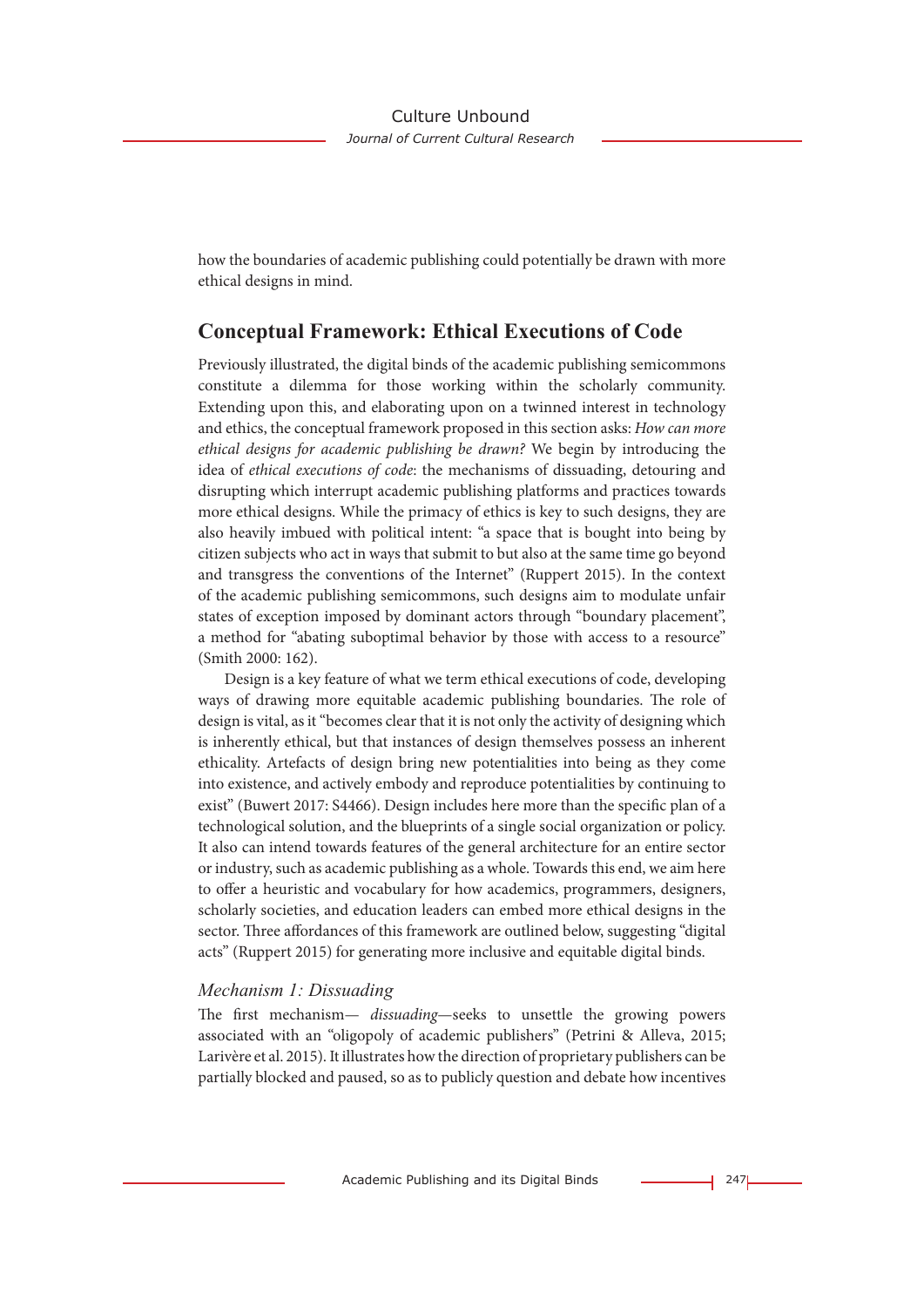how the boundaries of academic publishing could potentially be drawn with more ethical designs in mind.

## Conceptual Framework: Ethical Executions of Code

Previously illustrated, the digital binds of the academic publishing semicommons constitute a dilemma for those working within the scholarly community. Extending upon this, and elaborating upon on a twinned interest in technology and ethics, the conceptual framework proposed in this section asks: *How can more ethical designs for academic publishing be drawn?* We begin by introducing the idea of *ethical executions of code*: the mechanisms of dissuading, detouring and disrupting which interrupt academic publishing platforms and practices towards more ethical designs. While the primacy of ethics is key to such designs, they are also heavily imbued with political intent: "a space that is bought into being by citizen subjects who act in ways that submit to but also at the same time go beyond and transgress the conventions of the Internet" (Ruppert 2015). In the context of the academic publishing semicommons, such designs aim to modulate unfair states of exception imposed by dominant actors through "boundary placement", a method for "abating suboptimal behavior by those with access to a resource" (Smith 2000: 162).

Design is a key feature of what we term ethical executions of code, developing ways of drawing more equitable academic publishing boundaries. The role of design is vital, as it "becomes clear that it is not only the activity of designing which is inherently ethical, but that instances of design themselves possess an inherent ethicality. Artefacts of design bring new potentialities into being as they come into existence, and actively embody and reproduce potentialities by continuing to exist" (Buwert 2017: S4466). Design includes here more than the specific plan of a technological solution, and the blueprints of a single social organization or policy. It also can intend towards features of the general architecture for an entire sector or industry, such as academic publishing as a whole. Towards this end, we aim here to offer a heuristic and vocabulary for how academics, programmers, designers, scholarly societies, and education leaders can embed more ethical designs in the sector. Three affordances of this framework are outlined below, suggesting "digital acts" (Ruppert 2015) for generating more inclusive and equitable digital binds.

### *Mechanism 1: Dissuading*

The first mechanism— *dissuading*—seeks to unsettle the growing powers associated with an "oligopoly of academic publishers" (Petrini & Alleva, 2015; Larivère et al. 2015). It illustrates how the direction of proprietary publishers can be partially blocked and paused, so as to publicly question and debate how incentives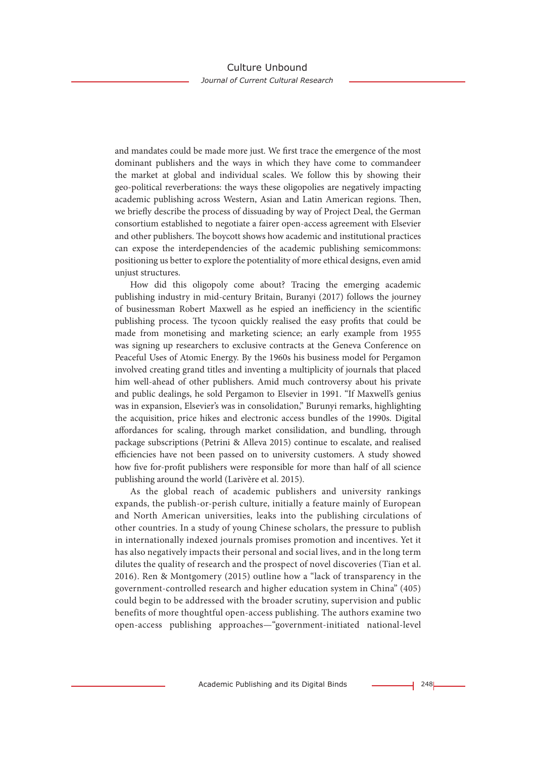and mandates could be made more just. We first trace the emergence of the most dominant publishers and the ways in which they have come to commandeer the market at global and individual scales. We follow this by showing their geo-political reverberations: the ways these oligopolies are negatively impacting academic publishing across Western, Asian and Latin American regions. Then, we briefly describe the process of dissuading by way of Project Deal, the German consortium established to negotiate a fairer open-access agreement with Elsevier and other publishers. The boycott shows how academic and institutional practices can expose the interdependencies of the academic publishing semicommons: positioning us better to explore the potentiality of more ethical designs, even amid unjust structures.

How did this oligopoly come about? Tracing the emerging academic publishing industry in mid-century Britain, Buranyi (2017) follows the journey of businessman Robert Maxwell as he espied an inefficiency in the scientific publishing process. The tycoon quickly realised the easy profits that could be made from monetising and marketing science; an early example from 1955 was signing up researchers to exclusive contracts at the Geneva Conference on Peaceful Uses of Atomic Energy. By the 1960s his business model for Pergamon involved creating grand titles and inventing a multiplicity of journals that placed him well-ahead of other publishers. Amid much controversy about his private and public dealings, he sold Pergamon to Elsevier in 1991. "If Maxwell's genius was in expansion, Elsevier's was in consolidation," Burunyi remarks, highlighting the acquisition, price hikes and electronic access bundles of the 1990s. Digital affordances for scaling, through market consilidation, and bundling, through package subscriptions (Petrini & Alleva 2015) continue to escalate, and realised efficiencies have not been passed on to university customers. A study showed how five for-profit publishers were responsible for more than half of all science publishing around the world (Larivère et al. 2015).

As the global reach of academic publishers and university rankings expands, the publish-or-perish culture, initially a feature mainly of European and North American universities, leaks into the publishing circulations of other countries. In a study of young Chinese scholars, the pressure to publish in internationally indexed journals promises promotion and incentives. Yet it has also negatively impacts their personal and social lives, and in the long term dilutes the quality of research and the prospect of novel discoveries (Tian et al. 2016). Ren & Montgomery (2015) outline how a "lack of transparency in the government-controlled research and higher education system in China" (405) could begin to be addressed with the broader scrutiny, supervision and public benefits of more thoughtful open-access publishing. The authors examine two open-access publishing approaches—"government-initiated national-level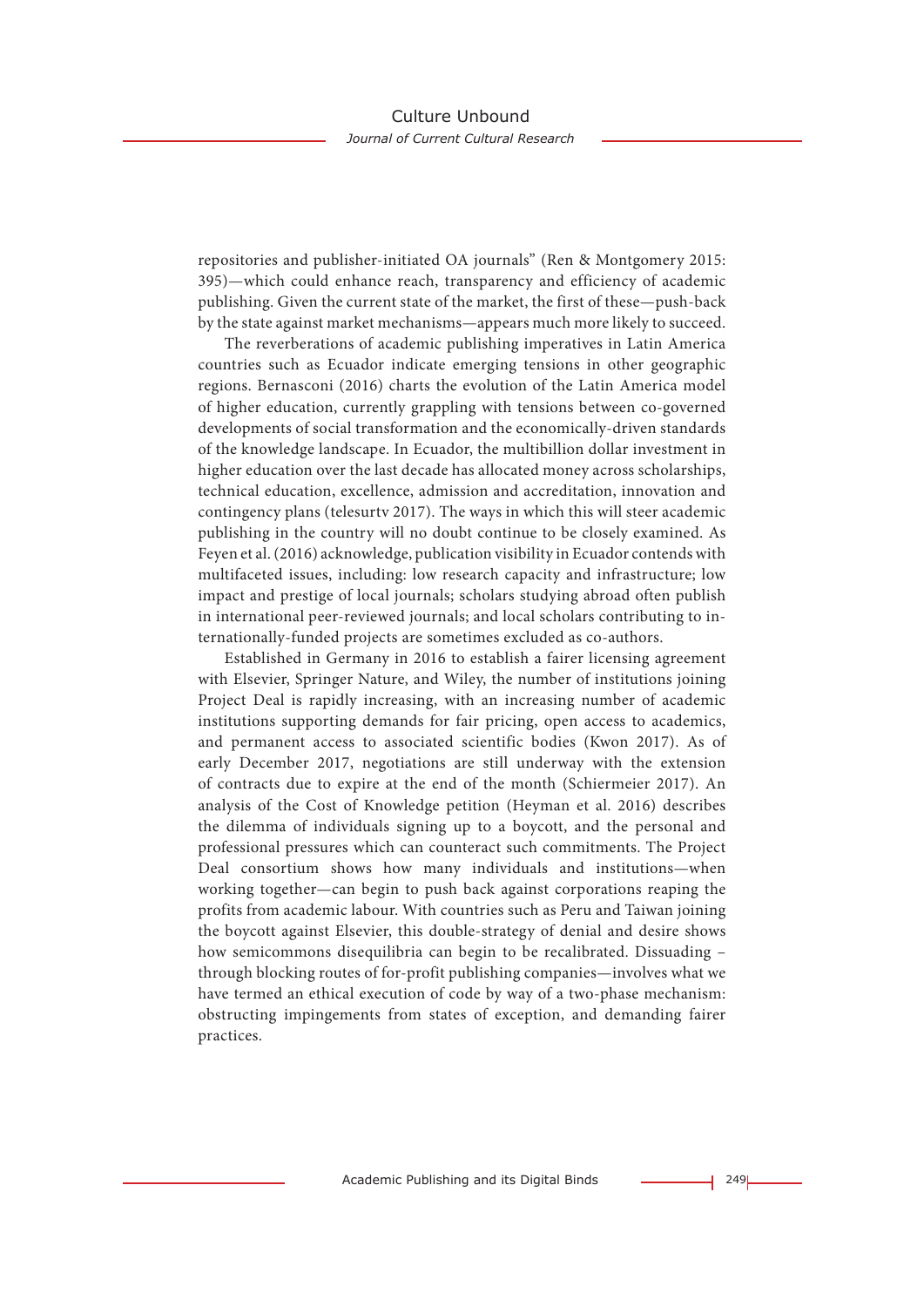repositories and publisher-initiated OA journals" (Ren & Montgomery 2015: 395)—which could enhance reach, transparency and efficiency of academic publishing. Given the current state of the market, the first of these—push-back by the state against market mechanisms—appears much more likely to succeed.

The reverberations of academic publishing imperatives in Latin America countries such as Ecuador indicate emerging tensions in other geographic regions. Bernasconi (2016) charts the evolution of the Latin America model of higher education, currently grappling with tensions between co-governed developments of social transformation and the economically-driven standards of the knowledge landscape. In Ecuador, the multibillion dollar investment in higher education over the last decade has allocated money across scholarships, technical education, excellence, admission and accreditation, innovation and contingency plans (telesurtv 2017). The ways in which this will steer academic publishing in the country will no doubt continue to be closely examined. As Feyen et al. (2016) acknowledge, publication visibility in Ecuador contends with multifaceted issues, including: low research capacity and infrastructure; low impact and prestige of local journals; scholars studying abroad often publish in international peer-reviewed journals; and local scholars contributing to internationally-funded projects are sometimes excluded as co-authors.

Established in Germany in 2016 to establish a fairer licensing agreement with Elsevier, Springer Nature, and Wiley, the number of institutions joining Project Deal is rapidly increasing, with an increasing number of academic institutions supporting demands for fair pricing, open access to academics, and permanent access to associated scientific bodies (Kwon 2017). As of early December 2017, negotiations are still underway with the extension of contracts due to expire at the end of the month (Schiermeier 2017). An analysis of the Cost of Knowledge petition (Heyman et al. 2016) describes the dilemma of individuals signing up to a boycott, and the personal and professional pressures which can counteract such commitments. The Project Deal consortium shows how many individuals and institutions—when working together—can begin to push back against corporations reaping the profits from academic labour. With countries such as Peru and Taiwan joining the boycott against Elsevier, this double-strategy of denial and desire shows how semicommons disequilibria can begin to be recalibrated. Dissuading – through blocking routes of for-profit publishing companies—involves what we have termed an ethical execution of code by way of a two-phase mechanism: obstructing impingements from states of exception, and demanding fairer practices.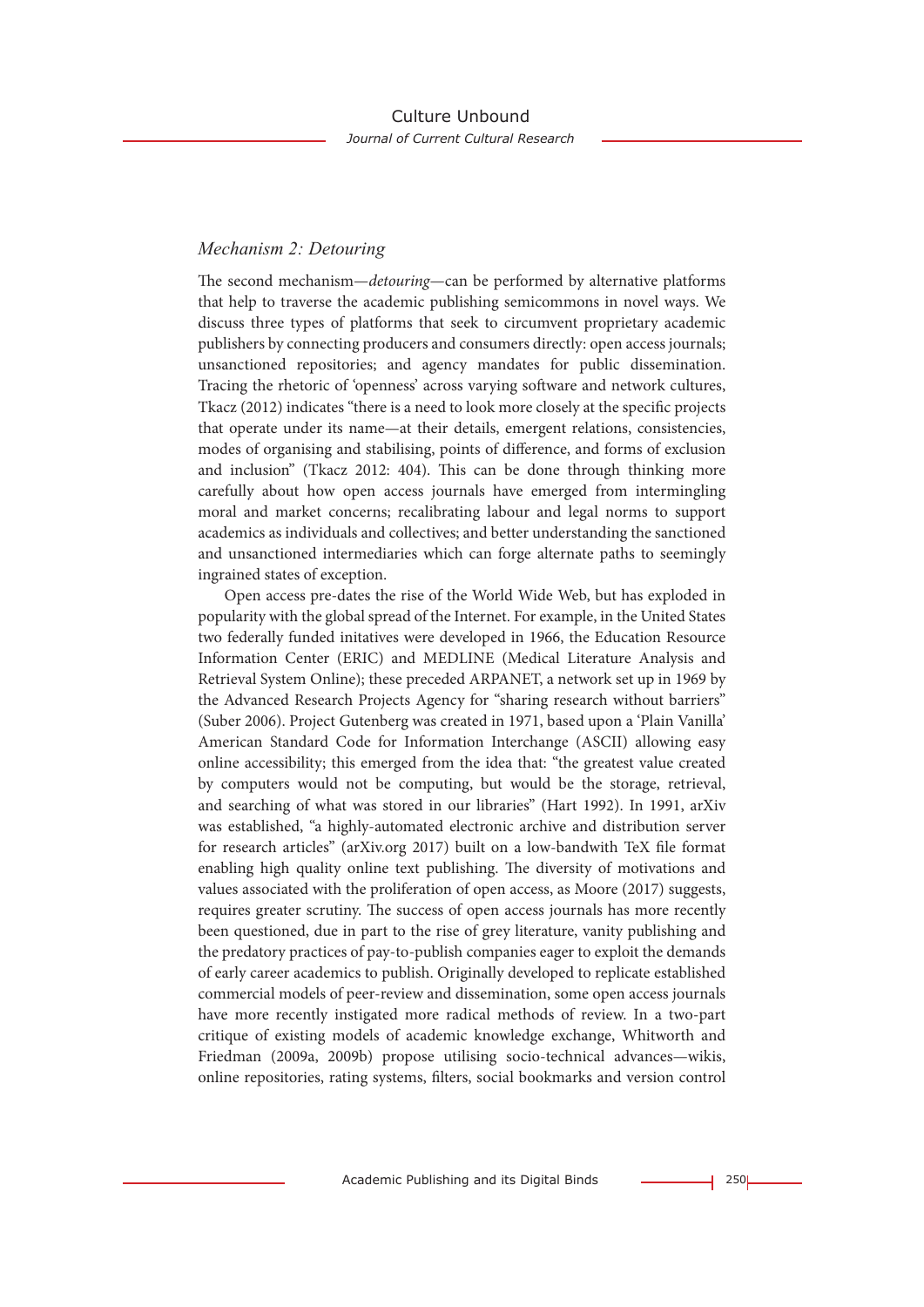### *Mechanism 2: Detouring*

The second mechanism—*detouring*—can be performed by alternative platforms that help to traverse the academic publishing semicommons in novel ways. We discuss three types of platforms that seek to circumvent proprietary academic publishers by connecting producers and consumers directly: open access journals; unsanctioned repositories; and agency mandates for public dissemination. Tracing the rhetoric of 'openness' across varying software and network cultures, Tkacz (2012) indicates "there is a need to look more closely at the specific projects that operate under its name—at their details, emergent relations, consistencies, modes of organising and stabilising, points of difference, and forms of exclusion and inclusion" (Tkacz 2012: 404). This can be done through thinking more carefully about how open access journals have emerged from intermingling moral and market concerns; recalibrating labour and legal norms to support academics as individuals and collectives; and better understanding the sanctioned and unsanctioned intermediaries which can forge alternate paths to seemingly ingrained states of exception.

Open access pre-dates the rise of the World Wide Web, but has exploded in popularity with the global spread of the Internet. For example, in the United States two federally funded initatives were developed in 1966, the Education Resource Information Center (ERIC) and MEDLINE (Medical Literature Analysis and Retrieval System Online); these preceded ARPANET, a network set up in 1969 by the Advanced Research Projects Agency for "sharing research without barriers" (Suber 2006). Project Gutenberg was created in 1971, based upon a 'Plain Vanilla' American Standard Code for Information Interchange (ASCII) allowing easy online accessibility; this emerged from the idea that: "the greatest value created by computers would not be computing, but would be the storage, retrieval, and searching of what was stored in our libraries" (Hart 1992). In 1991, arXiv was established, "a highly-automated electronic archive and distribution server for research articles" (arXiv.org 2017) built on a low-bandwith TeX file format enabling high quality online text publishing. The diversity of motivations and values associated with the proliferation of open access, as Moore (2017) suggests, requires greater scrutiny. The success of open access journals has more recently been questioned, due in part to the rise of grey literature, vanity publishing and the predatory practices of pay-to-publish companies eager to exploit the demands of early career academics to publish. Originally developed to replicate established commercial models of peer-review and dissemination, some open access journals have more recently instigated more radical methods of review. In a two-part critique of existing models of academic knowledge exchange, Whitworth and Friedman (2009a, 2009b) propose utilising socio-technical advances—wikis, online repositories, rating systems, filters, social bookmarks and version control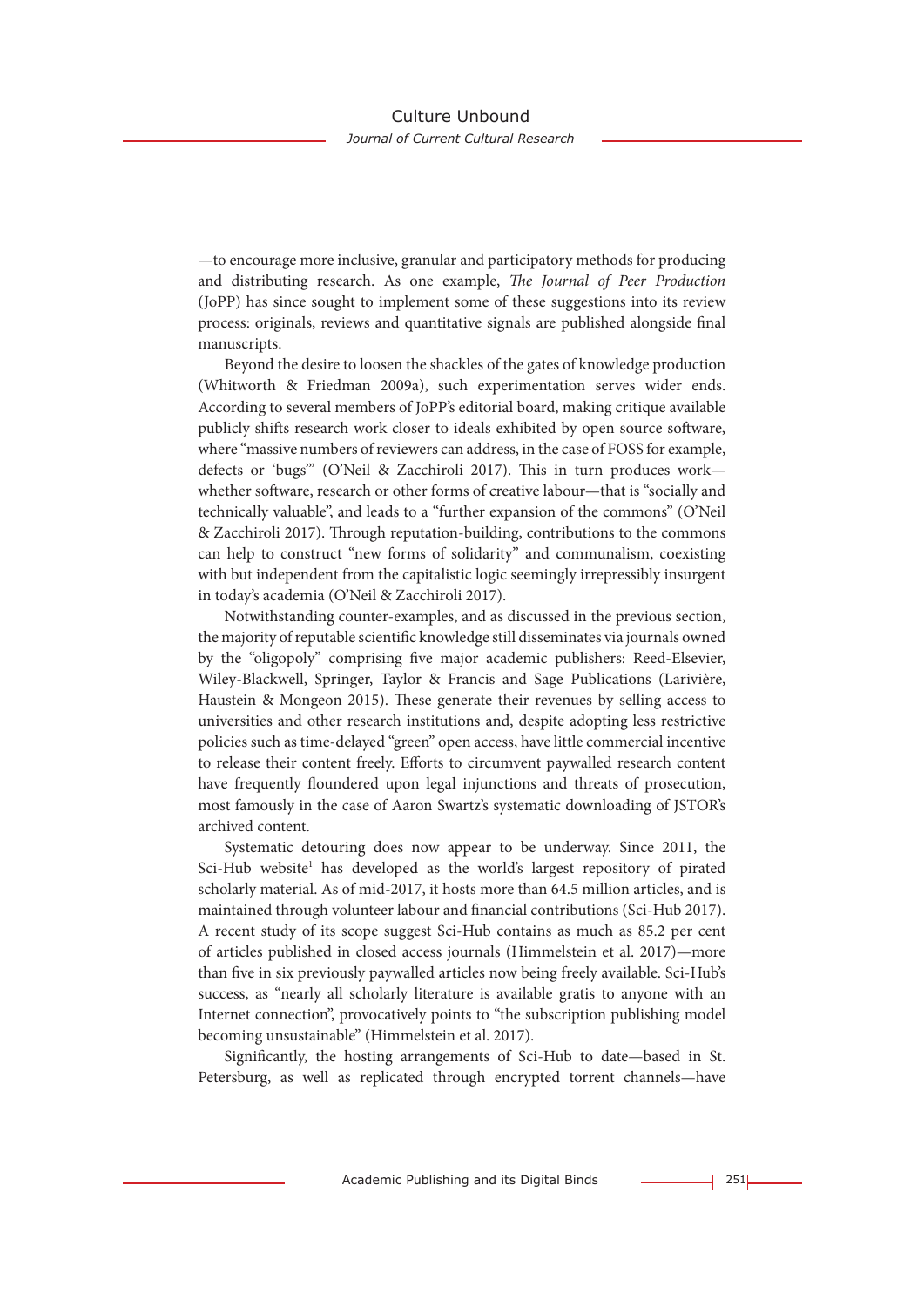—to encourage more inclusive, granular and participatory methods for producing and distributing research. As one example, *The Journal of Peer Production* (JoPP) has since sought to implement some of these suggestions into its review process: originals, reviews and quantitative signals are published alongside final manuscripts.

Beyond the desire to loosen the shackles of the gates of knowledge production (Whitworth & Friedman 2009a), such experimentation serves wider ends. According to several members of JoPP's editorial board, making critique available publicly shifts research work closer to ideals exhibited by open source software, where "massive numbers of reviewers can address, in the case of FOSS for example, defects or 'bugs'" (O'Neil & Zacchiroli 2017). This in turn produces work—whether software, research or other forms of creative labour—that is "socially and technically valuable", and leads to a "further expansion of the commons" (O'Neil & Zacchiroli 2017). Through reputation-building, contributions to the commons can help to construct "new forms of solidarity" and communalism, coexisting with but independent from the capitalistic logic seemingly irrepressibly insurgent in today's academia (O'Neil & Zacchiroli 2017).

Notwithstanding counter-examples, and as discussed in the previous section, the majority of reputable scientific knowledge still disseminates via journals owned by the "oligopoly" comprising five major academic publishers: Reed-Elsevier, Wiley-Blackwell, Springer, Taylor & Francis and Sage Publications (Larivière, Haustein & Mongeon 2015). These generate their revenues by selling access to universities and other research institutions and, despite adopting less restrictive policies such as time-delayed "green" open access, have little commercial incentive to release their content freely. Efforts to circumvent paywalled research content have frequently floundered upon legal injunctions and threats of prosecution, most famously in the case of Aaron Swartz's systematic downloading of JSTOR's archived content.

Systematic detouring does now appear to be underway. Since 2011, the Sci-Hub website[1] has developed as the world's largest repository of pirated scholarly material. As of mid-2017, it hosts more than 64.5 million articles, and is maintained through volunteer labour and financial contributions (Sci-Hub 2017). A recent study of its scope suggest Sci-Hub contains as much as 85.2 per cent of articles published in closed access journals (Himmelstein et al. 2017)—more than five in six previously paywalled articles now being freely available. Sci-Hub's success, as "nearly all scholarly literature is available gratis to anyone with an Internet connection", provocatively points to "the subscription publishing model becoming unsustainable" (Himmelstein et al. 2017).

Significantly, the hosting arrangements of Sci-Hub to date—based in St. Petersburg, as well as replicated through encrypted torrent channels—have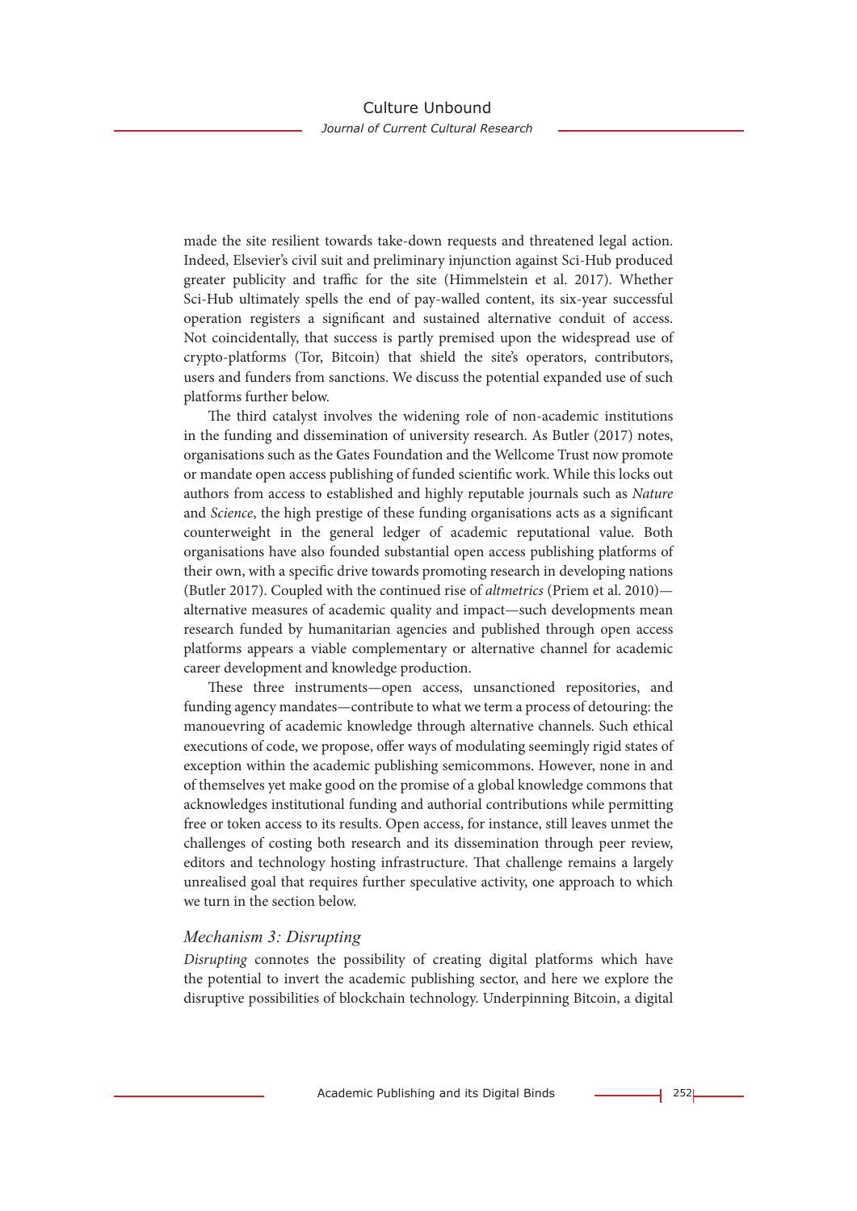made the site resilient towards take-down requests and threatened legal action. Indeed, Elsevier's civil suit and preliminary injunction against Sci-Hub produced greater publicity and traffic for the site (Himmelstein et al. 2017). Whether Sci-Hub ultimately spells the end of pay-walled content, its six-year successful operation registers a significant and sustained alternative conduit of access. Not coincidentally, that success is partly premised upon the widespread use of crypto-platforms (Tor, Bitcoin) that shield the site's operators, contributors, users and funders from sanctions. We discuss the potential expanded use of such platforms further below.

The third catalyst involves the widening role of non-academic institutions in the funding and dissemination of university research. As Butler (2017) notes, organisations such as the Gates Foundation and the Wellcome Trust now promote or mandate open access publishing of funded scientific work. While this locks out authors from access to established and highly reputable journals such as *Nature* and *Science*, the high prestige of these funding organisations acts as a significant counterweight in the general ledger of academic reputational value. Both organisations have also founded substantial open access publishing platforms of their own, with a specific drive towards promoting research in developing nations (Butler 2017). Coupled with the continued rise of *altmetrics* (Priem et al. 2010)—alternative measures of academic quality and impact—such developments mean research funded by humanitarian agencies and published through open access platforms appears a viable complementary or alternative channel for academic career development and knowledge production.

These three instruments—open access, unsanctioned repositories, and funding agency mandates—contribute to what we term a process of detouring: the manouevring of academic knowledge through alternative channels. Such ethical executions of code, we propose, offer ways of modulating seemingly rigid states of exception within the academic publishing semicommons. However, none in and of themselves yet make good on the promise of a global knowledge commons that acknowledges institutional funding and authorial contributions while permitting free or token access to its results. Open access, for instance, still leaves unmet the challenges of costing both research and its dissemination through peer review, editors and technology hosting infrastructure. That challenge remains a largely unrealised goal that requires further speculative activity, one approach to which we turn in the section below.

### *Mechanism 3: Disrupting*

*Disrupting* connotes the possibility of creating digital platforms which have the potential to invert the academic publishing sector, and here we explore the disruptive possibilities of blockchain technology. Underpinning Bitcoin, a digital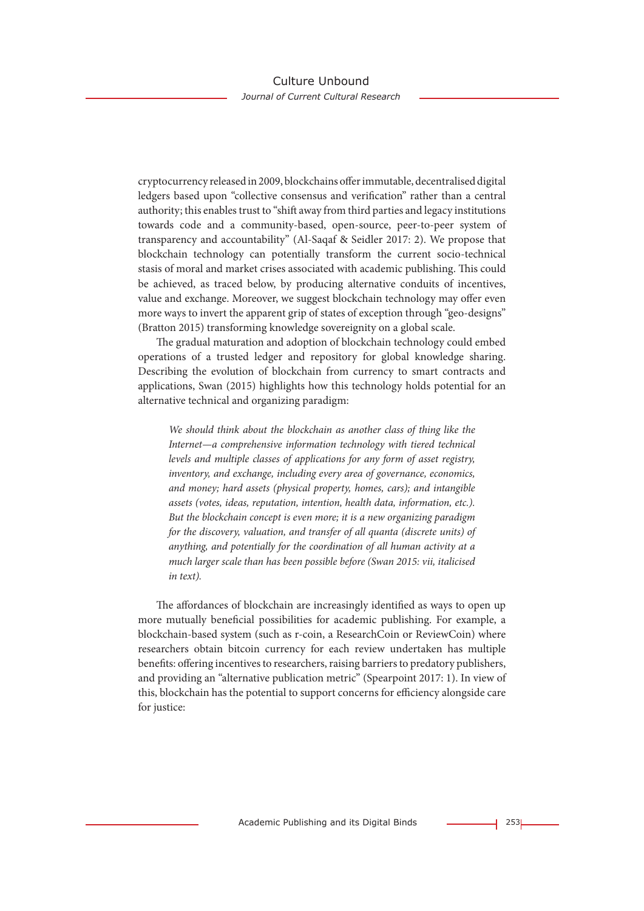cryptocurrency released in 2009, blockchains offer immutable, decentralised digital ledgers based upon "collective consensus and verification" rather than a central authority; this enables trust to "shift away from third parties and legacy institutions towards code and a community-based, open-source, peer-to-peer system of transparency and accountability" (Al-Saqaf & Seidler 2017: 2). We propose that blockchain technology can potentially transform the current socio-technical stasis of moral and market crises associated with academic publishing. This could be achieved, as traced below, by producing alternative conduits of incentives, value and exchange. Moreover, we suggest blockchain technology may offer even more ways to invert the apparent grip of states of exception through "geo-designs" (Bratton 2015) transforming knowledge sovereignity on a global scale.

The gradual maturation and adoption of blockchain technology could embed operations of a trusted ledger and repository for global knowledge sharing. Describing the evolution of blockchain from currency to smart contracts and applications, Swan (2015) highlights how this technology holds potential for an alternative technical and organizing paradigm:

> *We should think about the blockchain as another class of thing like the Internet—a comprehensive information technology with tiered technical levels and multiple classes of applications for any form of asset registry, inventory, and exchange, including every area of governance, economics, and money; hard assets (physical property, homes, cars); and intangible assets (votes, ideas, reputation, intention, health data, information, etc.). But the blockchain concept is even more; it is a new organizing paradigm for the discovery, valuation, and transfer of all quanta (discrete units) of anything, and potentially for the coordination of all human activity at a much larger scale than has been possible before (Swan 2015: vii, italicised in text).*

The affordances of blockchain are increasingly identified as ways to open up more mutually beneficial possibilities for academic publishing. For example, a blockchain-based system (such as r-coin, a ResearchCoin or ReviewCoin) where researchers obtain bitcoin currency for each review undertaken has multiple benefits: offering incentives to researchers, raising barriers to predatory publishers, and providing an "alternative publication metric" (Spearpoint 2017: 1). In view of this, blockchain has the potential to support concerns for efficiency alongside care for justice: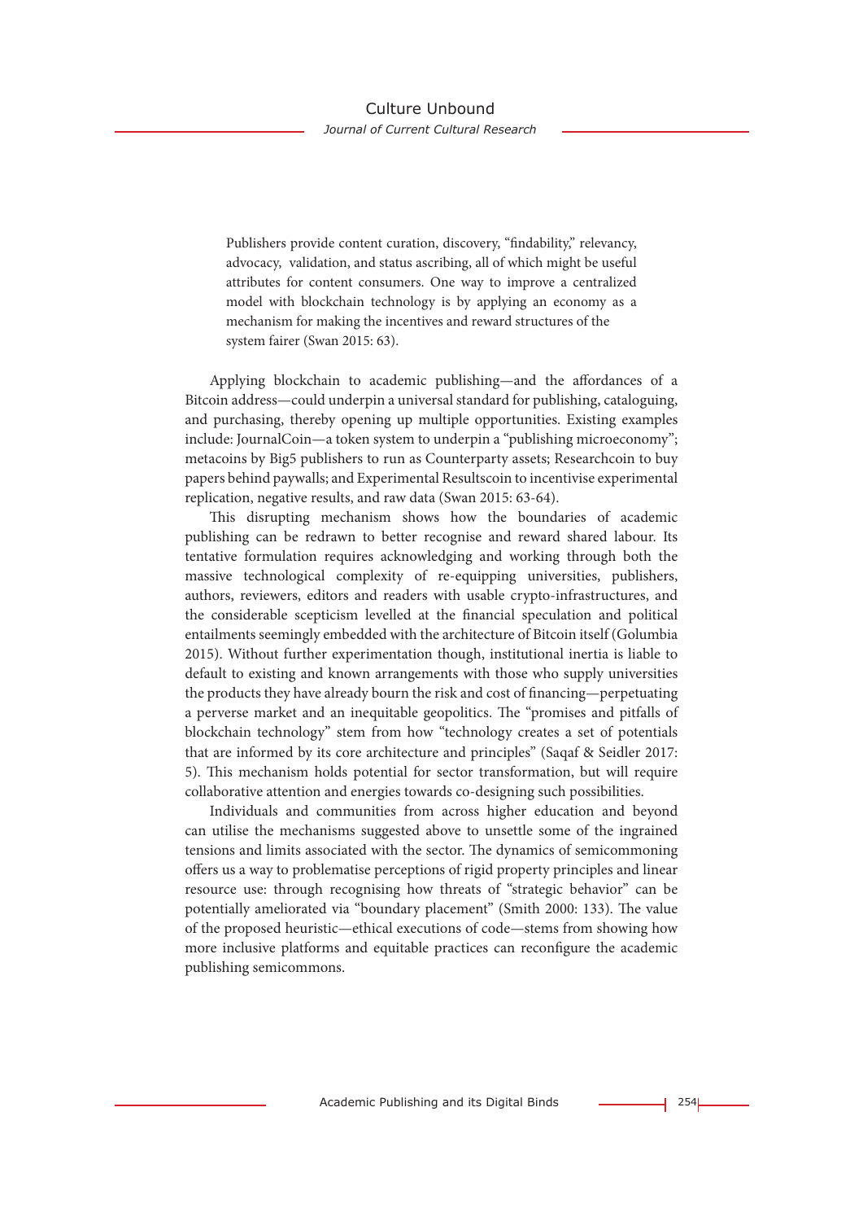> Publishers provide content curation, discovery, "findability," relevancy, advocacy, validation, and status ascribing, all of which might be useful attributes for content consumers. One way to improve a centralized model with blockchain technology is by applying an economy as a mechanism for making the incentives and reward structures of the system fairer (Swan 2015: 63).

Applying blockchain to academic publishing—and the affordances of a Bitcoin address—could underpin a universal standard for publishing, cataloguing, and purchasing, thereby opening up multiple opportunities. Existing examples include: JournalCoin—a token system to underpin a "publishing microeconomy"; metacoins by Big5 publishers to run as Counterparty assets; Researchcoin to buy papers behind paywalls; and Experimental Resultscoin to incentivise experimental replication, negative results, and raw data (Swan 2015: 63-64).

This disrupting mechanism shows how the boundaries of academic publishing can be redrawn to better recognise and reward shared labour. Its tentative formulation requires acknowledging and working through both the massive technological complexity of re-equipping universities, publishers, authors, reviewers, editors and readers with usable crypto-infrastructures, and the considerable scepticism levelled at the financial speculation and political entailments seemingly embedded with the architecture of Bitcoin itself (Golumbia 2015). Without further experimentation though, institutional inertia is liable to default to existing and known arrangements with those who supply universities the products they have already bourn the risk and cost of financing—perpetuating a perverse market and an inequitable geopolitics. The "promises and pitfalls of blockchain technology" stem from how "technology creates a set of potentials that are informed by its core architecture and principles" (Saqaf & Seidler 2017: 5). This mechanism holds potential for sector transformation, but will require collaborative attention and energies towards co-designing such possibilities.

Individuals and communities from across higher education and beyond can utilise the mechanisms suggested above to unsettle some of the ingrained tensions and limits associated with the sector. The dynamics of semicommoning offers us a way to problematise perceptions of rigid property principles and linear resource use: through recognising how threats of "strategic behavior" can be potentially ameliorated via "boundary placement" (Smith 2000: 133). The value of the proposed heuristic—ethical executions of code—stems from showing how more inclusive platforms and equitable practices can reconfigure the academic publishing semicommons.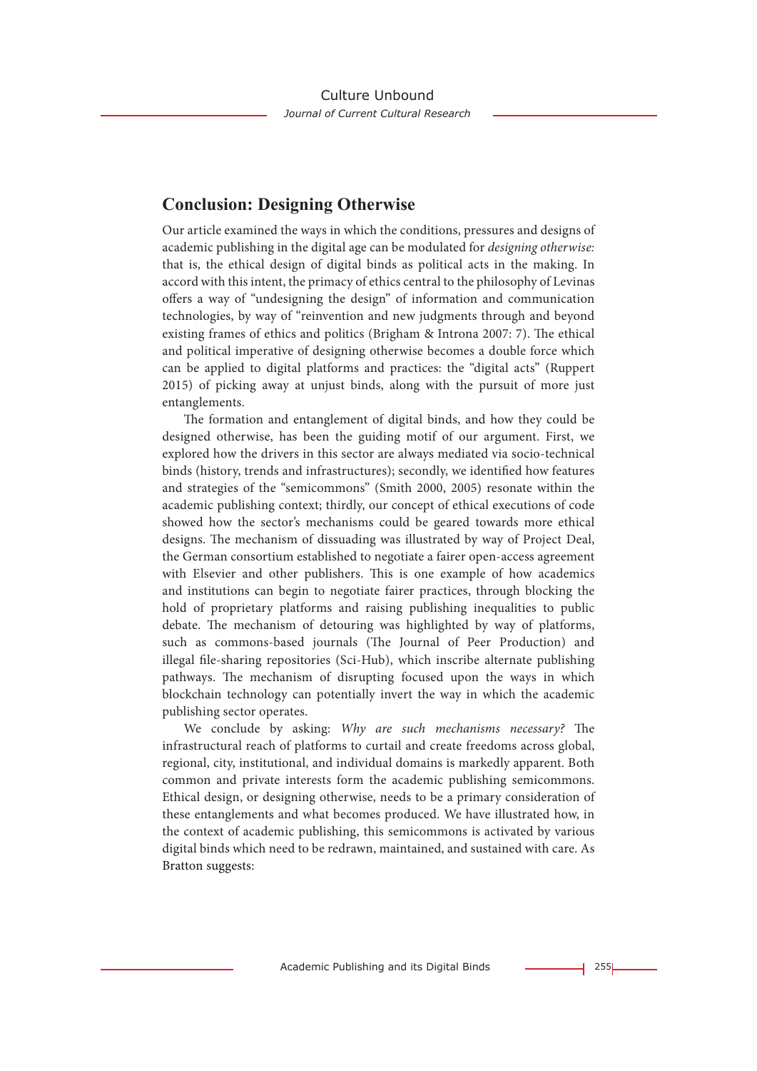## Conclusion: Designing Otherwise

Our article examined the ways in which the conditions, pressures and designs of academic publishing in the digital age can be modulated for *designing otherwise:* that is, the ethical design of digital binds as political acts in the making. In accord with this intent, the primacy of ethics central to the philosophy of Levinas offers a way of "undesigning the design" of information and communication technologies, by way of "reinvention and new judgments through and beyond existing frames of ethics and politics (Brigham & Introna 2007: 7). The ethical and political imperative of designing otherwise becomes a double force which can be applied to digital platforms and practices: the "digital acts" (Ruppert 2015) of picking away at unjust binds, along with the pursuit of more just entanglements.

The formation and entanglement of digital binds, and how they could be designed otherwise, has been the guiding motif of our argument. First, we explored how the drivers in this sector are always mediated via socio-technical binds (history, trends and infrastructures); secondly, we identified how features and strategies of the "semicommons" (Smith 2000, 2005) resonate within the academic publishing context; thirdly, our concept of ethical executions of code showed how the sector's mechanisms could be geared towards more ethical designs. The mechanism of dissuading was illustrated by way of Project Deal, the German consortium established to negotiate a fairer open-access agreement with Elsevier and other publishers. This is one example of how academics and institutions can begin to negotiate fairer practices, through blocking the hold of proprietary platforms and raising publishing inequalities to public debate. The mechanism of detouring was highlighted by way of platforms, such as commons-based journals (The Journal of Peer Production) and illegal file-sharing repositories (Sci-Hub), which inscribe alternate publishing pathways. The mechanism of disrupting focused upon the ways in which blockchain technology can potentially invert the way in which the academic publishing sector operates.

We conclude by asking: *Why are such mechanisms necessary?* The infrastructural reach of platforms to curtail and create freedoms across global, regional, city, institutional, and individual domains is markedly apparent. Both common and private interests form the academic publishing semicommons. Ethical design, or designing otherwise, needs to be a primary consideration of these entanglements and what becomes produced. We have illustrated how, in the context of academic publishing, this semicommons is activated by various digital binds which need to be redrawn, maintained, and sustained with care. As Bratton suggests: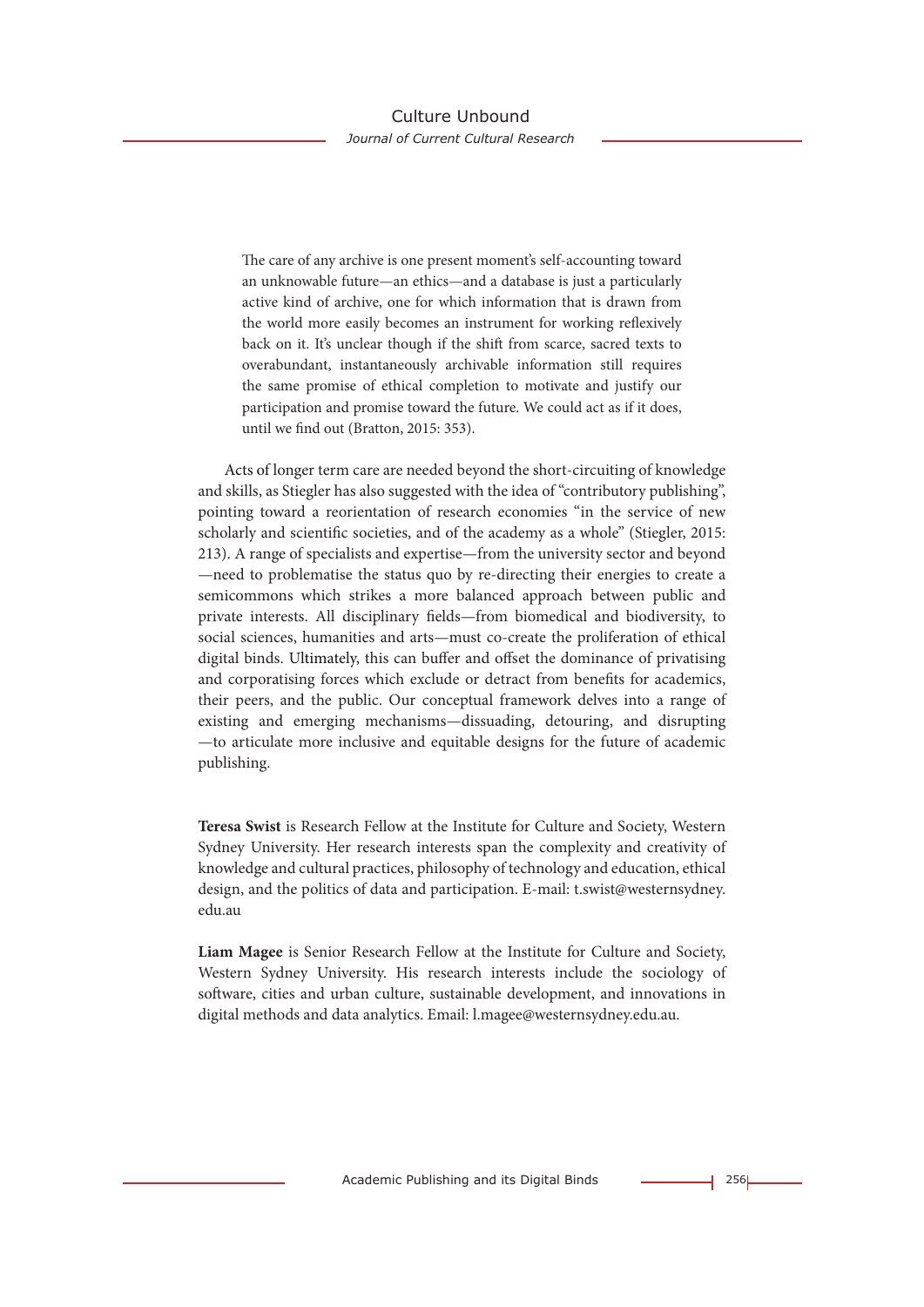> The care of any archive is one present moment's self-accounting toward an unknowable future—an ethics—and a database is just a particularly active kind of archive, one for which information that is drawn from the world more easily becomes an instrument for working reflexively back on it. It's unclear though if the shift from scarce, sacred texts to overabundant, instantaneously archivable information still requires the same promise of ethical completion to motivate and justify our participation and promise toward the future. We could act as if it does, until we find out (Bratton, 2015: 353).

Acts of longer term care are needed beyond the short-circuiting of knowledge and skills, as Stiegler has also suggested with the idea of "contributory publishing", pointing toward a reorientation of research economies "in the service of new scholarly and scientific societies, and of the academy as a whole" (Stiegler, 2015: 213). A range of specialists and expertise—from the university sector and beyond—need to problematise the status quo by re-directing their energies to create a semicommons which strikes a more balanced approach between public and private interests. All disciplinary fields—from biomedical and biodiversity, to social sciences, humanities and arts—must co-create the proliferation of ethical digital binds. Ultimately, this can buffer and offset the dominance of privatising and corporatising forces which exclude or detract from benefits for academics, their peers, and the public. Our conceptual framework delves into a range of existing and emerging mechanisms—dissuading, detouring, and disrupting—to articulate more inclusive and equitable designs for the future of academic publishing.

**Teresa Swist** is Research Fellow at the Institute for Culture and Society, Western Sydney University. Her research interests span the complexity and creativity of knowledge and cultural practices, philosophy of technology and education, ethical design, and the politics of data and participation. E-mail: t.swist@westernsydney.edu.au

**Liam Magee** is Senior Research Fellow at the Institute for Culture and Society, Western Sydney University. His research interests include the sociology of software, cities and urban culture, sustainable development, and innovations in digital methods and data analytics. Email: l.magee@westernsydney.edu.au.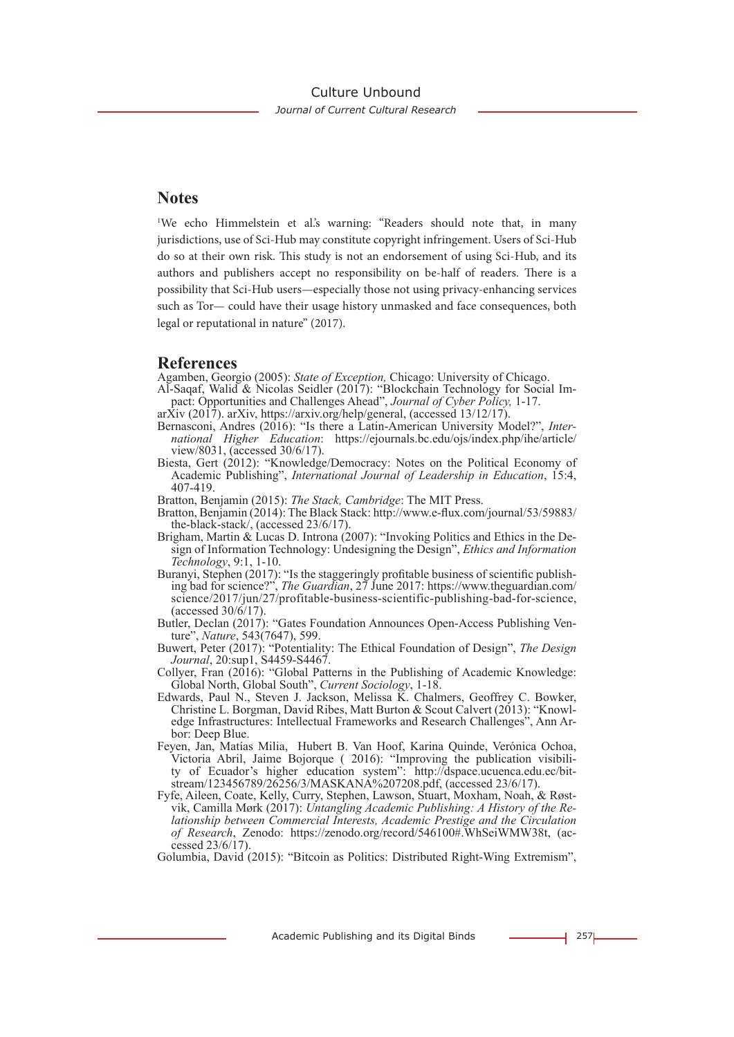## Notes

[1]We echo Himmelstein et al.'s warning: "Readers should note that, in many jurisdictions, use of Sci-Hub may constitute copyright infringement. Users of Sci-Hub do so at their own risk. This study is not an endorsement of using Sci-Hub, and its authors and publishers accept no responsibility on be-half of readers. There is a possibility that Sci-Hub users—especially those not using privacy-enhancing services such as Tor— could have their usage history unmasked and face consequences, both legal or reputational in nature" (2017).

## References

Agamben, Georgio (2005): *State of Exception,* Chicago: University of Chicago.

Al-Saqaf, Walid & Nicolas Seidler (2017): "Blockchain Technology for Social Impact: Opportunities and Challenges Ahead", *Journal of Cyber Policy,* 1-17.

arXiv (2017). arXiv, https://arxiv.org/help/general, (accessed 13/12/17).

Bernasconi, Andres (2016): "Is there a Latin-American University Model?", *International Higher Education*: https://ejournals.bc.edu/ojs/index.php/ihe/article/view/8031, (accessed 30/6/17).

Biesta, Gert (2012): "Knowledge/Democracy: Notes on the Political Economy of Academic Publishing", *International Journal of Leadership in Education*, 15:4, 407-419.

Bratton, Benjamin (2015): *The Stack, Cambridge*: The MIT Press.

Bratton, Benjamin (2014): The Black Stack: http://www.e-flux.com/journal/53/59883/the-black-stack/, (accessed 23/6/17).

Brigham, Martin & Lucas D. Introna (2007): "Invoking Politics and Ethics in the Design of Information Technology: Undesigning the Design", *Ethics and Information Technology*, 9:1, 1-10.

Buranyi, Stephen (2017): "Is the staggeringly profitable business of scientific publishing bad for science?", *The Guardian*, 27 June 2017: https://www.theguardian.com/science/2017/jun/27/profitable-business-scientific-publishing-bad-for-science, (accessed 30/6/17).

Butler, Declan (2017): "Gates Foundation Announces Open-Access Publishing Venture", *Nature*, 543(7647), 599.

Buwert, Peter (2017): "Potentiality: The Ethical Foundation of Design", *The Design Journal*, 20:sup1, S4459-S4467.

Collyer, Fran (2016): "Global Patterns in the Publishing of Academic Knowledge: Global North, Global South", *Current Sociology*, 1-18.

Edwards, Paul N., Steven J. Jackson, Melissa K. Chalmers, Geoffrey C. Bowker, Christine L. Borgman, David Ribes, Matt Burton & Scout Calvert (2013): "Knowledge Infrastructures: Intellectual Frameworks and Research Challenges", Ann Arbor: Deep Blue.

Feyen, Jan, Matías Milia, Hubert B. Van Hoof, Karina Quinde, Verónica Ochoa, Victoria Abril, Jaime Bojorque ( 2016): "Improving the publication visibility of Ecuador's higher education system": http://dspace.ucuenca.edu.ec/bitstream/123456789/26256/3/MASKANA%207208.pdf, (accessed 23/6/17).

Fyfe, Aileen, Coate, Kelly, Curry, Stephen, Lawson, Stuart, Moxham, Noah, & Røstvik, Camilla Mørk (2017): *Untangling Academic Publishing: A History of the Relationship between Commercial Interests, Academic Prestige and the Circulation of Research*, Zenodo: https://zenodo.org/record/546100#.WhSeiWMW38t, (accessed 23/6/17).

Golumbia, David (2015): "Bitcoin as Politics: Distributed Right-Wing Extremism",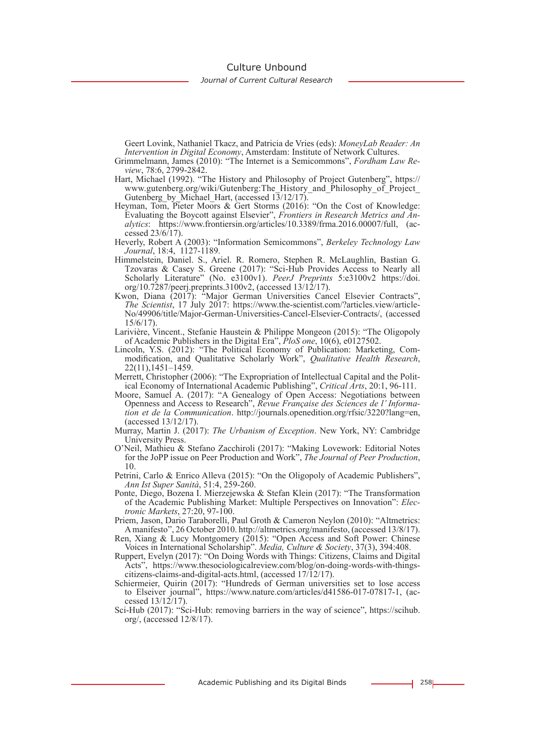Geert Lovink, Nathaniel Tkacz, and Patricia de Vries (eds): *MoneyLab Reader: An Intervention in Digital Economy*, Amsterdam: Institute of Network Cultures.

Grimmelmann, James (2010): "The Internet is a Semicommons", *Fordham Law Review*, 78:6, 2799-2842.

Hart, Michael (1992). "The History and Philosophy of Project Gutenberg", https://www.gutenberg.org/wiki/Gutenberg:The_History_and_Philosophy_of_Project_Gutenberg_by_Michael_Hart, (accessed 13/12/17).

Heyman, Tom, Pieter Moors & Gert Storms (2016): "On the Cost of Knowledge: Evaluating the Boycott against Elsevier", *Frontiers in Research Metrics and Analytics*: https://www.frontiersin.org/articles/10.3389/frma.2016.00007/full, (accessed 23/6/17).

Heverly, Robert A (2003): "Information Semicommons", *Berkeley Technology Law Journal*, 18:4, 1127-1189.

Himmelstein, Daniel. S., Ariel. R. Romero, Stephen R. McLaughlin, Bastian G. Tzovaras & Casey S. Greene (2017): "Sci-Hub Provides Access to Nearly all Scholarly Literature" (No. e3100v1). *PeerJ Preprints* 5:e3100v2 https://doi.org/10.7287/peerj.preprints.3100v2, (accessed 13/12/17).

Kwon, Diana (2017): "Major German Universities Cancel Elsevier Contracts", *The Scientist*, 17 July 2017: https://www.the-scientist.com/?articles.view/articleNo/49906/title/Major-German-Universities-Cancel-Elsevier-Contracts/, (accessed 15/6/17).

Larivière, Vincent., Stefanie Haustein & Philippe Mongeon (2015): "The Oligopoly of Academic Publishers in the Digital Era", *PloS one*, 10(6), e0127502.

Lincoln, Y.S. (2012): "The Political Economy of Publication: Marketing, Commodification, and Qualitative Scholarly Work", *Qualitative Health Research*, 22(11),1451–1459.

Merrett, Christopher (2006): "The Expropriation of Intellectual Capital and the Political Economy of International Academic Publishing", *Critical Arts*, 20:1, 96-111.

Moore, Samuel A. (2017): "A Genealogy of Open Access: Negotiations between Openness and Access to Research", *Revue Française des Sciences de l' Information et de la Communication*. http://journals.openedition.org/rfsic/3220?lang=en, (accessed 13/12/17).

Murray, Martin J. (2017): *The Urbanism of Exception*. New York, NY: Cambridge University Press.

O'Neil, Mathieu & Stefano Zacchiroli (2017): "Making Lovework: Editorial Notes for the JoPP issue on Peer Production and Work", *The Journal of Peer Production*, 10.

Petrini, Carlo & Enrico Alleva (2015): "On the Oligopoly of Academic Publishers", *Ann Ist Super Sanità*, 51:4, 259-260.

Ponte, Diego, Bozena I. Mierzejewska & Stefan Klein (2017): "The Transformation of the Academic Publishing Market: Multiple Perspectives on Innovation": *Electronic Markets*, 27:20, 97-100.

Priem, Jason, Dario Taraborelli, Paul Groth & Cameron Neylon (2010): "Altmetrics: A manifesto", 26 October 2010. http://altmetrics.org/manifesto, (accessed 13/8/17).

Ren, Xiang & Lucy Montgomery (2015): "Open Access and Soft Power: Chinese Voices in International Scholarship". *Media, Culture & Society*, 37(3), 394:408.

Ruppert, Evelyn (2017): "On Doing Words with Things: Citizens, Claims and Digital Acts", https://www.thesociologicalreview.com/blog/on-doing-words-with-things-citizens-claims-and-digital-acts.html, (accessed 17/12/17).

Schiermeier, Quirin (2017): "Hundreds of German universities set to lose access to Elseiver journal", https://www.nature.com/articles/d41586-017-07817-1, (accessed 13/12/17).

Sci-Hub (2017): "Sci-Hub: removing barriers in the way of science", https://scihub.org/, (accessed 12/8/17).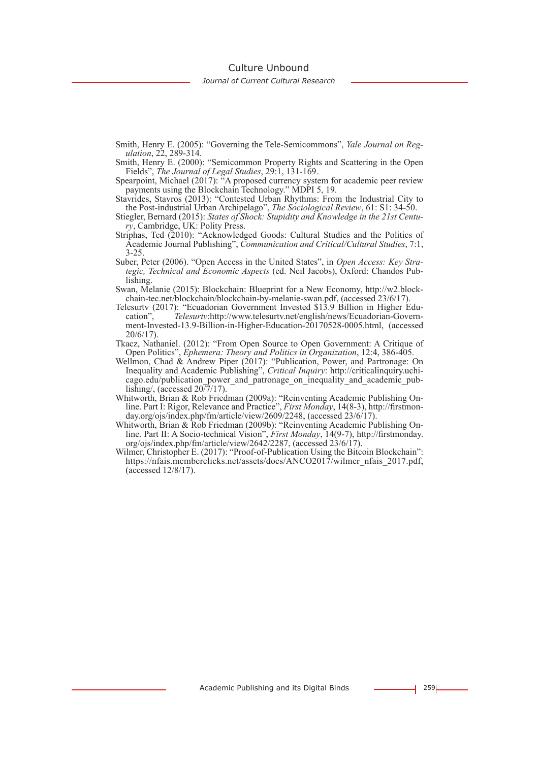Smith, Henry E. (2005): "Governing the Tele-Semicommons", *Yale Journal on Regulation*, 22, 289-314.

Smith, Henry E. (2000): "Semicommon Property Rights and Scattering in the Open Fields", *The Journal of Legal Studies*, 29:1, 131-169.

Spearpoint, Michael (2017): "A proposed currency system for academic peer review payments using the Blockchain Technology." MDPI 5, 19.

Stavrides, Stavros (2013): "Contested Urban Rhythms: From the Industrial City to the Post-industrial Urban Archipelago", *The Sociological Review*, 61: S1: 34-50.

Stiegler, Bernard (2015): *States of Shock: Stupidity and Knowledge in the 21st Century*, Cambridge, UK: Polity Press.

Striphas, Ted (2010): "Acknowledged Goods: Cultural Studies and the Politics of Academic Journal Publishing", *Communication and Critical/Cultural Studies*, 7:1, 3-25.

Suber, Peter (2006). "Open Access in the United States", in *Open Access: Key Strategic, Technical and Economic Aspects* (ed. Neil Jacobs), Oxford: Chandos Publishing.

Swan, Melanie (2015): Blockchain: Blueprint for a New Economy, http://w2.blockchain-tec.net/blockchain/blockchain-by-melanie-swan.pdf, (accessed 23/6/17).

Telesurtv (2017): "Ecuadorian Government Invested $13.9 Billion in Higher Education", *Telesurtv*:http://www.telesurtv.net/english/news/Ecuadorian-Government-Invested-13.9-Billion-in-Higher-Education-20170528-0005.html, (accessed 20/6/17).

Tkacz, Nathaniel. (2012): "From Open Source to Open Government: A Critique of Open Politics", *Ephemera: Theory and Politics in Organization*, 12:4, 386-405.

Wellmon, Chad & Andrew Piper (2017): "Publication, Power, and Partronage: On Inequality and Academic Publishing", *Critical Inquiry*: http://criticalinquiry.uchicago.edu/publication_power_and_patronage_on_inequality_and_academic_publishing/, (accessed 20/7/17).

Whitworth, Brian & Rob Friedman (2009a): "Reinventing Academic Publishing Online. Part I: Rigor, Relevance and Practice", *First Monday*, 14(8-3), http://firstmonday.org/ojs/index.php/fm/article/view/2609/2248, (accessed 23/6/17).

Whitworth, Brian & Rob Friedman (2009b): "Reinventing Academic Publishing Online. Part II: A Socio-technical Vision", *First Monday*, 14(9-7), http://firstmonday.org/ojs/index.php/fm/article/view/2642/2287, (accessed 23/6/17).

Wilmer, Christopher E. (2017): "Proof-of-Publication Using the Bitcoin Blockchain": https://nfais.memberclicks.net/assets/docs/ANCO2017/wilmer_nfais_2017.pdf, (accessed 12/8/17).